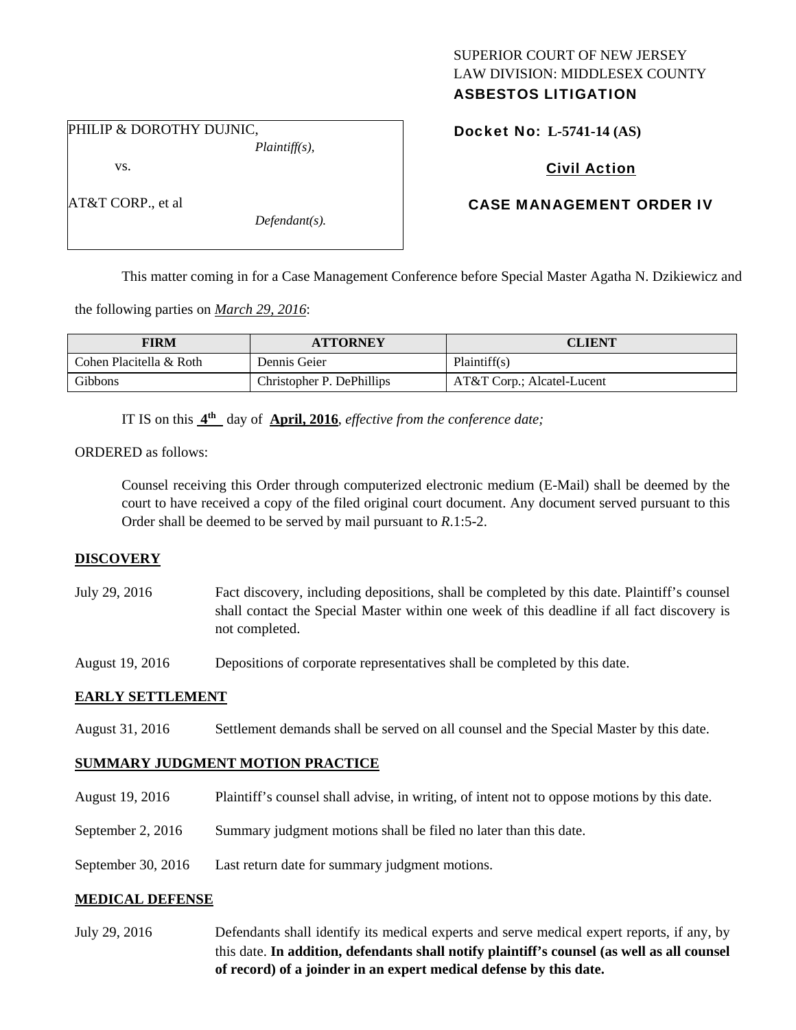SUPERIOR COURT OF NEW JERSEY
LAW DIVISION: MIDDLESEX COUNTY
**ASBESTOS LITIGATION**

PHILIP & DOROTHY DUJNIC,
*Plaintiff(s),*

vs.

AT&T CORP., et al
*Defendant(s).*

**Docket No: L-5741-14 (AS)**

**Civil Action**

**CASE MANAGEMENT ORDER IV**

This matter coming in for a Case Management Conference before Special Master Agatha N. Dzikiewicz and the following parties on ***March 29, 2016***:

| FIRM | ATTORNEY | CLIENT |
| --- | --- | --- |
| Cohen Placitella & Roth | Dennis Geier | Plaintiff(s) |
| Gibbons | Christopher P. DePhillips | AT&T Corp.; Alcatel-Lucent |

IT IS on this **4th** day of **April, 2016**, *effective from the conference date;*

ORDERED as follows:

Counsel receiving this Order through computerized electronic medium (E-Mail) shall be deemed by the court to have received a copy of the filed original court document. Any document served pursuant to this Order shall be deemed to be served by mail pursuant to *R*.1:5-2.

**DISCOVERY**

July 29, 2016 — Fact discovery, including depositions, shall be completed by this date. Plaintiff's counsel shall contact the Special Master within one week of this deadline if all fact discovery is not completed.

August 19, 2016 — Depositions of corporate representatives shall be completed by this date.

**EARLY SETTLEMENT**

August 31, 2016 — Settlement demands shall be served on all counsel and the Special Master by this date.

**SUMMARY JUDGMENT MOTION PRACTICE**

August 19, 2016 — Plaintiff's counsel shall advise, in writing, of intent not to oppose motions by this date.

September 2, 2016 — Summary judgment motions shall be filed no later than this date.

September 30, 2016 — Last return date for summary judgment motions.

**MEDICAL DEFENSE**

July 29, 2016 — Defendants shall identify its medical experts and serve medical expert reports, if any, by this date. **In addition, defendants shall notify plaintiff's counsel (as well as all counsel of record) of a joinder in an expert medical defense by this date.**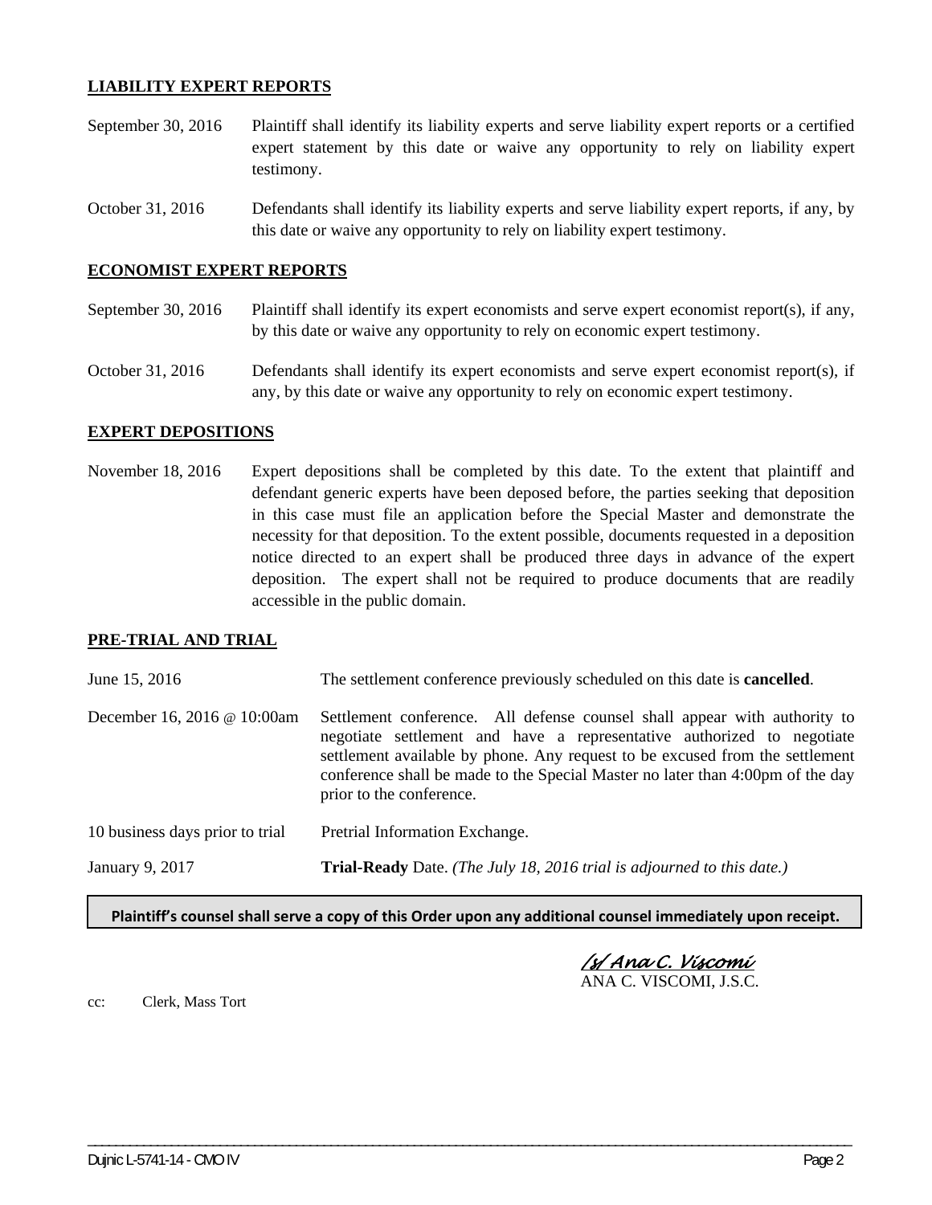**LIABILITY EXPERT REPORTS**

| | |
|---|---|
| September 30, 2016 | Plaintiff shall identify its liability experts and serve liability expert reports or a certified expert statement by this date or waive any opportunity to rely on liability expert testimony. |
| October 31, 2016 | Defendants shall identify its liability experts and serve liability expert reports, if any, by this date or waive any opportunity to rely on liability expert testimony. |

**ECONOMIST EXPERT REPORTS**

| | |
|---|---|
| September 30, 2016 | Plaintiff shall identify its expert economists and serve expert economist report(s), if any, by this date or waive any opportunity to rely on economic expert testimony. |
| October 31, 2016 | Defendants shall identify its expert economists and serve expert economist report(s), if any, by this date or waive any opportunity to rely on economic expert testimony. |

**EXPERT DEPOSITIONS**

| | |
|---|---|
| November 18, 2016 | Expert depositions shall be completed by this date. To the extent that plaintiff and defendant generic experts have been deposed before, the parties seeking that deposition in this case must file an application before the Special Master and demonstrate the necessity for that deposition. To the extent possible, documents requested in a deposition notice directed to an expert shall be produced three days in advance of the expert deposition. The expert shall not be required to produce documents that are readily accessible in the public domain. |

**PRE-TRIAL AND TRIAL**

| | |
|---|---|
| June 15, 2016 | The settlement conference previously scheduled on this date is **cancelled**. |
| December 16, 2016 @ 10:00am | Settlement conference. All defense counsel shall appear with authority to negotiate settlement and have a representative authorized to negotiate settlement available by phone. Any request to be excused from the settlement conference shall be made to the Special Master no later than 4:00pm of the day prior to the conference. |
| 10 business days prior to trial | Pretrial Information Exchange. |
| January 9, 2017 | **Trial-Ready** Date. *(The July 18, 2016 trial is adjourned to this date.)* |

**Plaintiff's counsel shall serve a copy of this Order upon any additional counsel immediately upon receipt.**

*/s/ Ana C. Viscomi*
ANA C. VISCOMI, J.S.C.

cc: Clerk, Mass Tort

Dujnic L-5741-14 - CMO IV